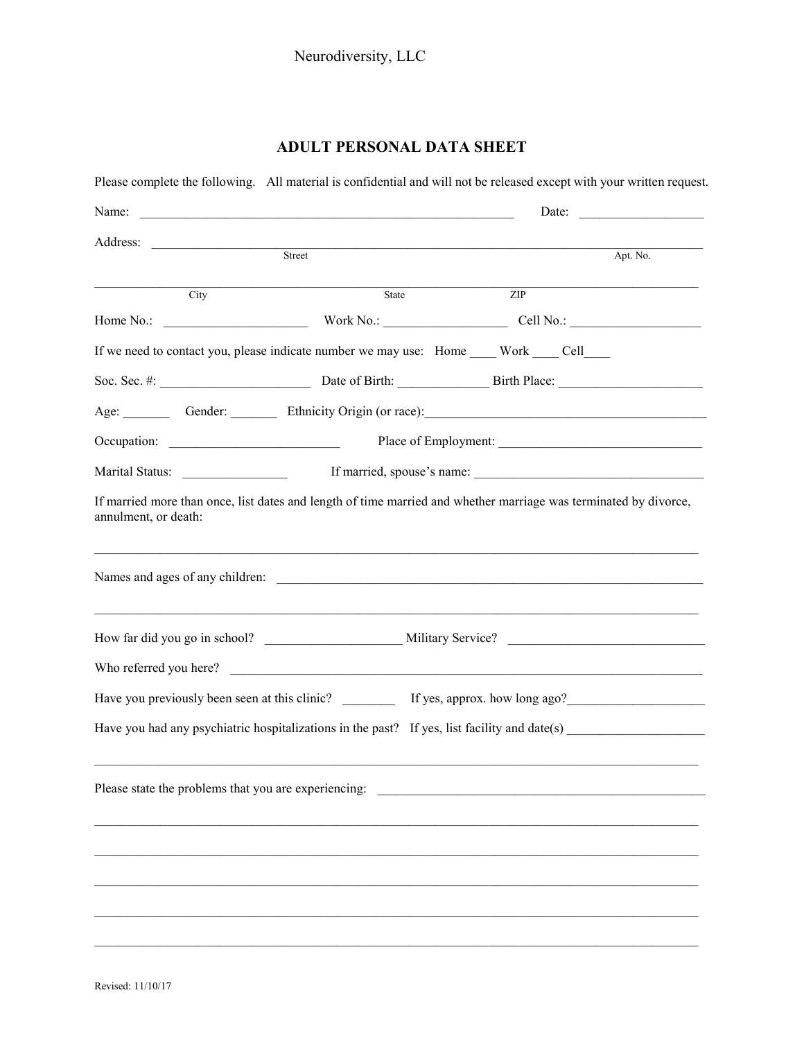Neurodiversity, LLC

# ADULT PERSONAL DATA SHEET

Please complete the following. All material is confidential and will not be released except with your written request.

Name: ____________________________________________________________ Date: ___________________

Address: _______________________________________________________________________________
Street Apt. No.

_______________________________________________________________________________
City State ZIP

Home No.: ______________________ Work No.: ___________________ Cell No.: ____________________

If we need to contact you, please indicate number we may use: Home ____ Work ____ Cell____

Soc. Sec. #: _______________________ Date of Birth: ______________ Birth Place: ______________________

Age: _______ Gender: _______ Ethnicity Origin (or race):____________________________________________

Occupation: __________________________ Place of Employment: _______________________________

Marital Status: ________________ If married, spouse's name: ____________________________________

If married more than once, list dates and length of time married and whether marriage was terminated by divorce, annulment, or death:

_______________________________________________________________________________

Names and ages of any children: ___________________________________________________________

_______________________________________________________________________________

How far did you go in school? _____________________ Military Service? _______________________________

Who referred you here? _________________________________________________________________

Have you previously been seen at this clinic? ________ If yes, approx. how long ago?_____________________

Have you had any psychiatric hospitalizations in the past? If yes, list facility and date(s) _____________________

_______________________________________________________________________________

Please state the problems that you are experiencing: ___________________________________________________

_______________________________________________________________________________

_______________________________________________________________________________

_______________________________________________________________________________

_______________________________________________________________________________

_______________________________________________________________________________

Revised: 11/10/17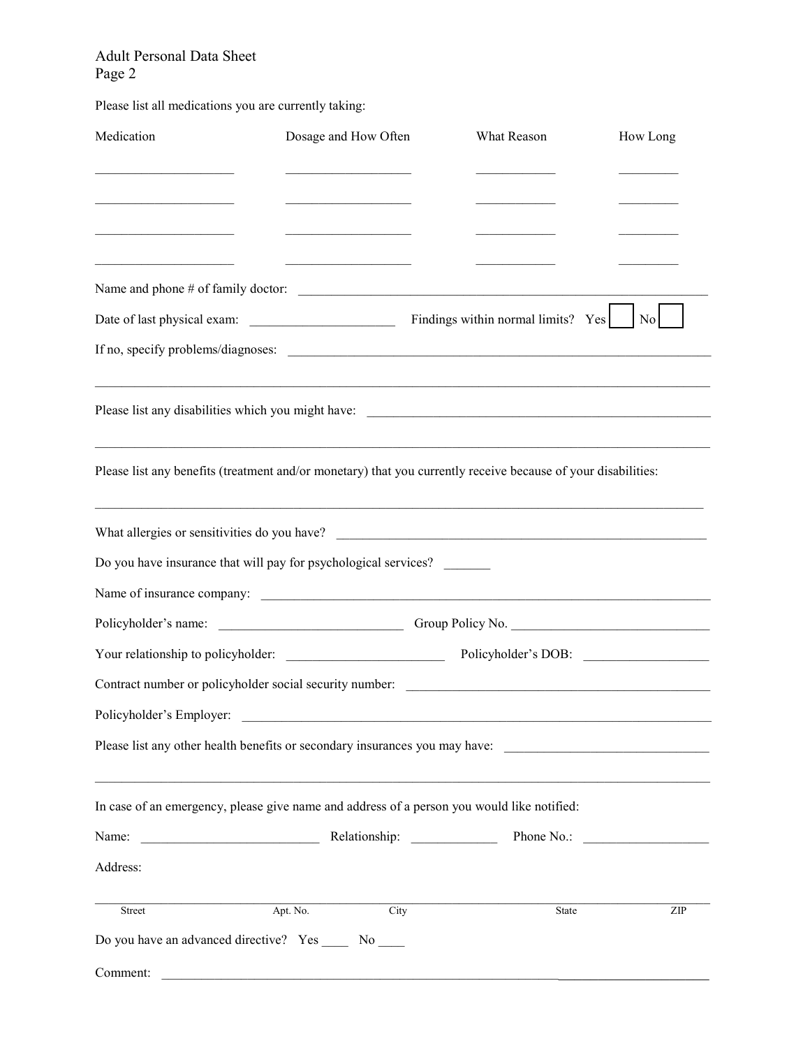Adult Personal Data Sheet
Page 2

Please list all medications you are currently taking:

| Medication | Dosage and How Often | What Reason | How Long |
|---|---|---|---|
| | | | |
| | | | |
| | | | |
| | | | |

Name and phone # of family doctor: ______________________________________________

Date of last physical exam: ____________________ Findings within normal limits? Yes ☐ No ☐

If no, specify problems/diagnoses: ______________________________________________

______________________________________________________________________________

Please list any disabilities which you might have: ______________________________________

______________________________________________________________________________

Please list any benefits (treatment and/or monetary) that you currently receive because of your disabilities:

______________________________________________________________________________

What allergies or sensitivities do you have? ______________________________________

Do you have insurance that will pay for psychological services? _______

Name of insurance company: ______________________________________________

Policyholder's name: __________________________ Group Policy No. __________________________

Your relationship to policyholder: ______________________ Policyholder's DOB: __________________

Contract number or policyholder social security number: ______________________________________

Policyholder's Employer: ______________________________________________

Please list any other health benefits or secondary insurances you may have: ______________________

______________________________________________________________________________

In case of an emergency, please give name and address of a person you would like notified:

Name: __________________________ Relationship: ____________ Phone No.: __________________

Address:

______________________________________________________________________________
Street    Apt. No.    City    State    ZIP

Do you have an advanced directive? Yes ____ No ____

Comment: ______________________________________________